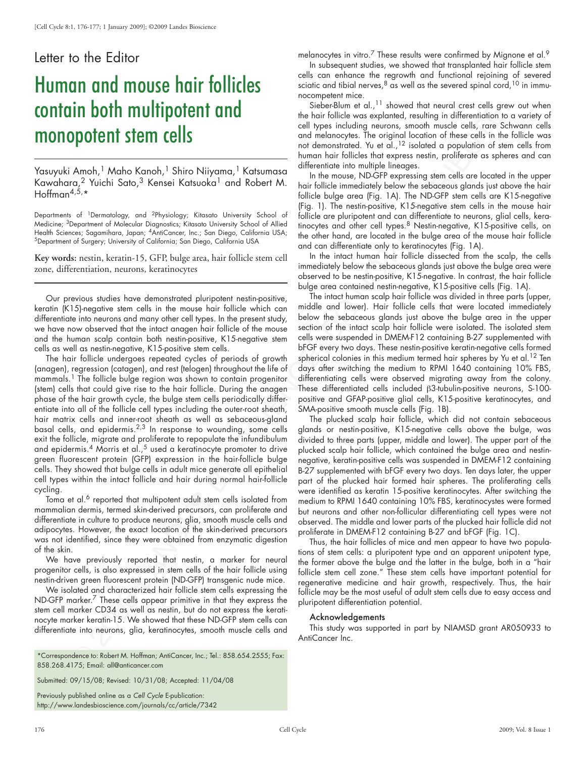Letter to the Editor

# Human and mouse hair follicles contain both multipotent and monopotent stem cells

Yasuyuki Amoh,[1] Maho Kanoh,[1] Shiro Niiyama,[1] Katsumasa Kawahara,[2] Yuichi Sato,[3] Kensei Katsuoka[1] and Robert M. Hoffman[4,5,*]

Departments of [1]Dermatology, and [2]Physiology; Kitasato University School of Medicine; [3]Department of Molecular Diagnostics; Kitasato University School of Allied Health Sciences; Sagamihara, Japan; [4]AntiCancer, Inc.; San Diego, California USA; [5]Department of Surgery; University of California; San Diego, California USA

**Key words:** nestin, keratin-15, GFP, bulge area, hair follicle stem cell zone, differentiation, neurons, keratinocytes

Our previous studies have demonstrated pluripotent nestin-positive, keratin (K15)-negative stem cells in the mouse hair follicle which can differentiate into neurons and many other cell types. In the present study, we have now observed that the intact anagen hair follicle of the mouse and the human scalp contain both nestin-positive, K15-negative stem cells as well as nestin-negative, K15-positive stem cells.

The hair follicle undergoes repeated cycles of periods of growth (anagen), regression (catagen), and rest (telogen) throughout the life of mammals.[1] The follicle bulge region was shown to contain progenitor (stem) cells that could give rise to the hair follicle. During the anagen phase of the hair growth cycle, the bulge stem cells periodically differentiate into all of the follicle cell types including the outer-root sheath, hair matrix cells and inner-root sheath as well as sebaceous-gland basal cells, and epidermis.[2,3] In response to wounding, some cells exit the follicle, migrate and proliferate to repopulate the infundibulum and epidermis.[4] Morris et al.,[5] used a keratinocyte promoter to drive green fluorescent protein (GFP) expression in the hair-follicle bulge cells. They showed that bulge cells in adult mice generate all epithelial cell types within the intact follicle and hair during normal hair-follicle cycling.

Toma et al.[6] reported that multipotent adult stem cells isolated from mammalian dermis, termed skin-derived precursors, can proliferate and differentiate in culture to produce neurons, glia, smooth muscle cells and adipocytes. However, the exact location of the skin-derived precursors was not identified, since they were obtained from enzymatic digestion of the skin.

We have previously reported that nestin, a marker for neural progenitor cells, is also expressed in stem cells of the hair follicle using nestin-driven green fluorescent protein (ND-GFP) transgenic nude mice.

We isolated and characterized hair follicle stem cells expressing the ND-GFP marker.[7] These cells appear primitive in that they express the stem cell marker CD34 as well as nestin, but do not express the keratinocyte marker keratin-15. We showed that these ND-GFP stem cells can differentiate into neurons, glia, keratinocytes, smooth muscle cells and melanocytes in vitro.[7] These results were confirmed by Mignone et al.[9]

In subsequent studies, we showed that transplanted hair follicle stem cells can enhance the regrowth and functional rejoining of severed sciatic and tibial nerves,[8] as well as the severed spinal cord,[10] in immunocompetent mice.

Sieber-Blum et al.,[11] showed that neural crest cells grew out when the hair follicle was explanted, resulting in differentiation to a variety of cell types including neurons, smooth muscle cells, rare Schwann cells and melanocytes. The original location of these cells in the follicle was not demonstrated. Yu et al.,[12] isolated a population of stem cells from human hair follicles that express nestin, proliferate as spheres and can differentiate into multiple lineages.

In the mouse, ND-GFP expressing stem cells are located in the upper hair follicle immediately below the sebaceous glands just above the hair follicle bulge area (Fig. 1A). The ND-GFP stem cells are K15-negative (Fig. 1). The nestin-positive, K15-negative stem cells in the mouse hair follicle are pluripotent and can differentiate to neurons, glial cells, keratinocytes and other cell types.[8] Nestin-negative, K15-positive cells, on the other hand, are located in the bulge area of the mouse hair follicle and can differentiate only to keratinocytes (Fig. 1A).

In the intact human hair follicle dissected from the scalp, the cells immediately below the sebaceous glands just above the bulge area were observed to be nestin-positive, K15-negative. In contrast, the hair follicle bulge area contained nestin-negative, K15-positive cells (Fig. 1A).

The intact human scalp hair follicle was divided in three parts (upper, middle and lower). Hair follicle cells that were located immediately below the sebaceous glands just above the bulge area in the upper section of the intact scalp hair follicle were isolated. The isolated stem cells were suspended in DMEM-F12 containing B-27 supplemented with bFGF every two days. These nestin-positive keratin-negative cells formed spherical colonies in this medium termed hair spheres by Yu et al.[12] Ten days after switching the medium to RPMI 1640 containing 10% FBS, differentiating cells were observed migrating away from the colony. These differentiated cells included β3-tubulin-positive neurons, S-100-positive and GFAP-positive glial cells, K15-positive keratinocytes, and SMA-positive smooth muscle cells (Fig. 1B).

The plucked scalp hair follicle, which did not contain sebaceous glands or nestin-positive, K15-negative cells above the bulge, was divided to three parts (upper, middle and lower). The upper part of the plucked scalp hair follicle, which contained the bulge area and nestin-negative, keratin-positive cells was suspended in DMEM-F12 containing B-27 supplemented with bFGF every two days. Ten days later, the upper part of the plucked hair formed hair spheres. The proliferating cells were identified as keratin 15-positive keratinocytes. After switching the medium to RPMI 1640 containing 10% FBS, keratinocytes were formed but neurons and other non-follicular differentiating cell types were not observed. The middle and lower parts of the plucked hair follicle did not proliferate in DMEM-F12 containing B-27 and bFGF (Fig. 1C).

Thus, the hair follicles of mice and men appear to have two populations of stem cells: a pluripotent type and an apparent unipotent type, the former above the bulge and the latter in the bulge, both in a "hair follicle stem cell zone." These stem cells have important potential for regenerative medicine and hair growth, respectively. Thus, the hair follicle may be the most useful of adult stem cells due to easy access and pluripotent differentiation potential.

### Acknowledgements

This study was supported in part by NIAMSD grant AR050933 to AntiCancer Inc.

*Correspondence to: Robert M. Hoffman; AntiCancer, Inc.; Tel.: 858.654.2555; Fax: 858.268.4175; Email: all@anticancer.com

Submitted: 09/15/08; Revised: 10/31/08; Accepted: 11/04/08

Previously published online as a *Cell Cycle* E-publication:
http://www.landesbioscience.com/journals/cc/article/7342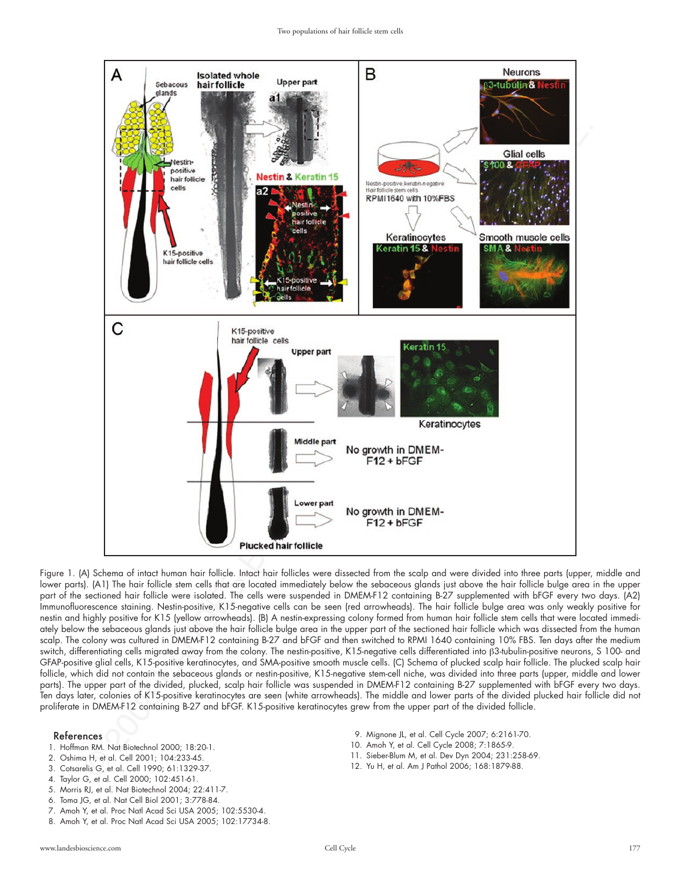Figure 1. (A) Schema of intact human hair follicle. Intact hair follicles were dissected from the scalp and were divided into three parts (upper, middle and lower parts). (A1) The hair follicle stem cells that are located immediately below the sebaceous glands just above the hair follicle bulge area in the upper part of the sectioned hair follicle were isolated. The cells were suspended in DMEM-F12 containing B-27 supplemented with bFGF every two days. (A2) Immunofluorescence staining. Nestin-positive, K15-negative cells can be seen (red arrowheads). The hair follicle bulge area was only weakly positive for nestin and highly positive for K15 (yellow arrowheads). (B) A nestin-expressing colony formed from human hair follicle stem cells that were located immediately below the sebaceous glands just above the hair follicle bulge area in the upper part of the sectioned hair follicle which was dissected from the human scalp. The colony was cultured in DMEM-F12 containing B-27 and bFGF and then switched to RPMI 1640 containing 10% FBS. Ten days after the medium switch, differentiating cells migrated away from the colony. The nestin-positive, K15-negative cells differentiated into β3-tubulin-positive neurons, S 100- and GFAP-positive glial cells, K15-positive keratinocytes, and SMA-positive smooth muscle cells. (C) Schema of plucked scalp hair follicle. The plucked scalp hair follicle, which did not contain the sebaceous glands or nestin-positive, K15-negative stem-cell niche, was divided into three parts (upper, middle and lower parts). The upper part of the divided, plucked, scalp hair follicle was suspended in DMEM-F12 containing B-27 supplemented with bFGF every two days. Ten days later, colonies of K15-positive keratinocytes are seen (white arrowheads). The middle and lower parts of the divided plucked hair follicle did not proliferate in DMEM-F12 containing B-27 and bFGF. K15-positive keratinocytes grew from the upper part of the divided follicle.

## References

1. Hoffman RM. Nat Biotechnol 2000; 18:20-1.
2. Oshima H, et al. Cell 2001; 104:233-45.
3. Cotsarelis G, et al. Cell 1990; 61:1329-37.
4. Taylor G, et al. Cell 2000; 102:451-61.
5. Morris RJ, et al. Nat Biotechnol 2004; 22:411-7.
6. Toma JG, et al. Nat Cell Biol 2001; 3:778-84.
7. Amoh Y, et al. Proc Natl Acad Sci USA 2005; 102:5530-4.
8. Amoh Y, et al. Proc Natl Acad Sci USA 2005; 102:17734-8.
9. Mignone JL, et al. Cell Cycle 2007; 6:2161-70.
10. Amoh Y, et al. Cell Cycle 2008; 7:1865-9.
11. Sieber-Blum M, et al. Dev Dyn 2004; 231:258-69.
12. Yu H, et al. Am J Pathol 2006; 168:1879-88.